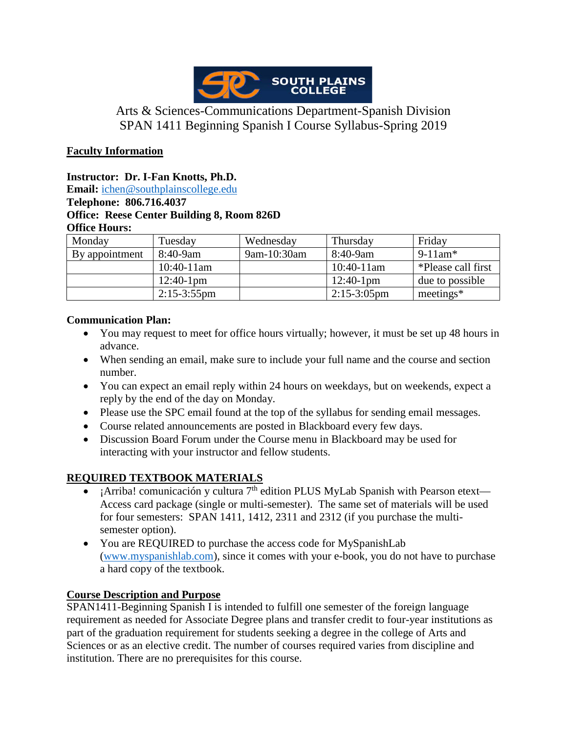Arts & Sciences-Communications Department-Spanish Division
SPAN 1411 Beginning Spanish I Course Syllabus-Spring 2019

## Faculty Information

**Instructor: Dr. I-Fan Knotts, Ph.D.**
**Email:** ichen@southplainscollege.edu
**Telephone: 806.716.4037**
**Office: Reese Center Building 8, Room 826D**
**Office Hours:**

| Monday | Tuesday | Wednesday | Thursday | Friday |
|---|---|---|---|---|
| By appointment | 8:40-9am | 9am-10:30am | 8:40-9am | 9-11am* |
| | 10:40-11am | | 10:40-11am | *Please call first |
| | 12:40-1pm | | 12:40-1pm | due to possible |
| | 2:15-3:55pm | | 2:15-3:05pm | meetings* |

**Communication Plan:**

- You may request to meet for office hours virtually; however, it must be set up 48 hours in advance.
- When sending an email, make sure to include your full name and the course and section number.
- You can expect an email reply within 24 hours on weekdays, but on weekends, expect a reply by the end of the day on Monday.
- Please use the SPC email found at the top of the syllabus for sending email messages.
- Course related announcements are posted in Blackboard every few days.
- Discussion Board Forum under the Course menu in Blackboard may be used for interacting with your instructor and fellow students.

## REQUIRED TEXTBOOK MATERIALS

- ¡Arriba! comunicación y cultura 7th edition PLUS MyLab Spanish with Pearson etext—Access card package (single or multi-semester). The same set of materials will be used for four semesters: SPAN 1411, 1412, 2311 and 2312 (if you purchase the multi-semester option).
- You are REQUIRED to purchase the access code for MySpanishLab (www.myspanishlab.com), since it comes with your e-book, you do not have to purchase a hard copy of the textbook.

## Course Description and Purpose

SPAN1411-Beginning Spanish I is intended to fulfill one semester of the foreign language requirement as needed for Associate Degree plans and transfer credit to four-year institutions as part of the graduation requirement for students seeking a degree in the college of Arts and Sciences or as an elective credit. The number of courses required varies from discipline and institution. There are no prerequisites for this course.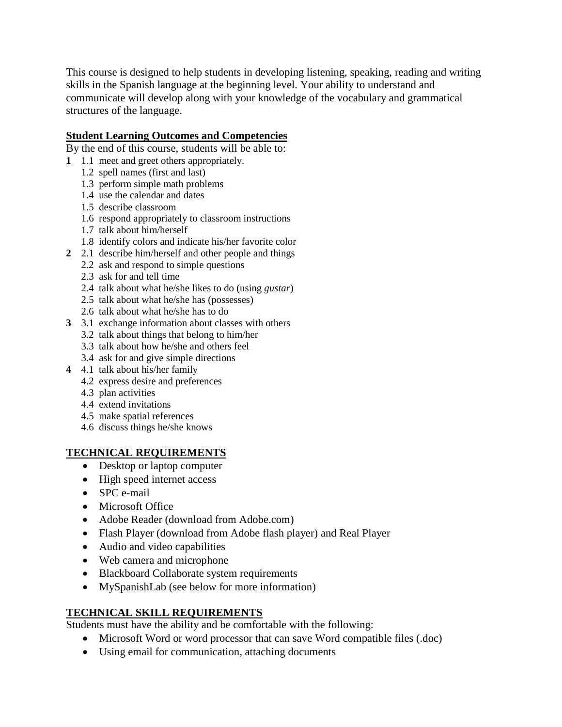This course is designed to help students in developing listening, speaking, reading and writing skills in the Spanish language at the beginning level. Your ability to understand and communicate will develop along with your knowledge of the vocabulary and grammatical structures of the language.

**Student Learning Outcomes and Competencies**

By the end of this course, students will be able to:

**1** 1.1 meet and greet others appropriately.
- 1.2 spell names (first and last)
- 1.3 perform simple math problems
- 1.4 use the calendar and dates
- 1.5 describe classroom
- 1.6 respond appropriately to classroom instructions
- 1.7 talk about him/herself
- 1.8 identify colors and indicate his/her favorite color

**2** 2.1 describe him/herself and other people and things
- 2.2 ask and respond to simple questions
- 2.3 ask for and tell time
- 2.4 talk about what he/she likes to do (using *gustar*)
- 2.5 talk about what he/she has (possesses)
- 2.6 talk about what he/she has to do

**3** 3.1 exchange information about classes with others
- 3.2 talk about things that belong to him/her
- 3.3 talk about how he/she and others feel
- 3.4 ask for and give simple directions

**4** 4.1 talk about his/her family
- 4.2 express desire and preferences
- 4.3 plan activities
- 4.4 extend invitations
- 4.5 make spatial references
- 4.6 discuss things he/she knows

**TECHNICAL REQUIREMENTS**

- Desktop or laptop computer
- High speed internet access
- SPC e-mail
- Microsoft Office
- Adobe Reader (download from Adobe.com)
- Flash Player (download from Adobe flash player) and Real Player
- Audio and video capabilities
- Web camera and microphone
- Blackboard Collaborate system requirements
- MySpanishLab (see below for more information)

**TECHNICAL SKILL REQUIREMENTS**

Students must have the ability and be comfortable with the following:

- Microsoft Word or word processor that can save Word compatible files (.doc)
- Using email for communication, attaching documents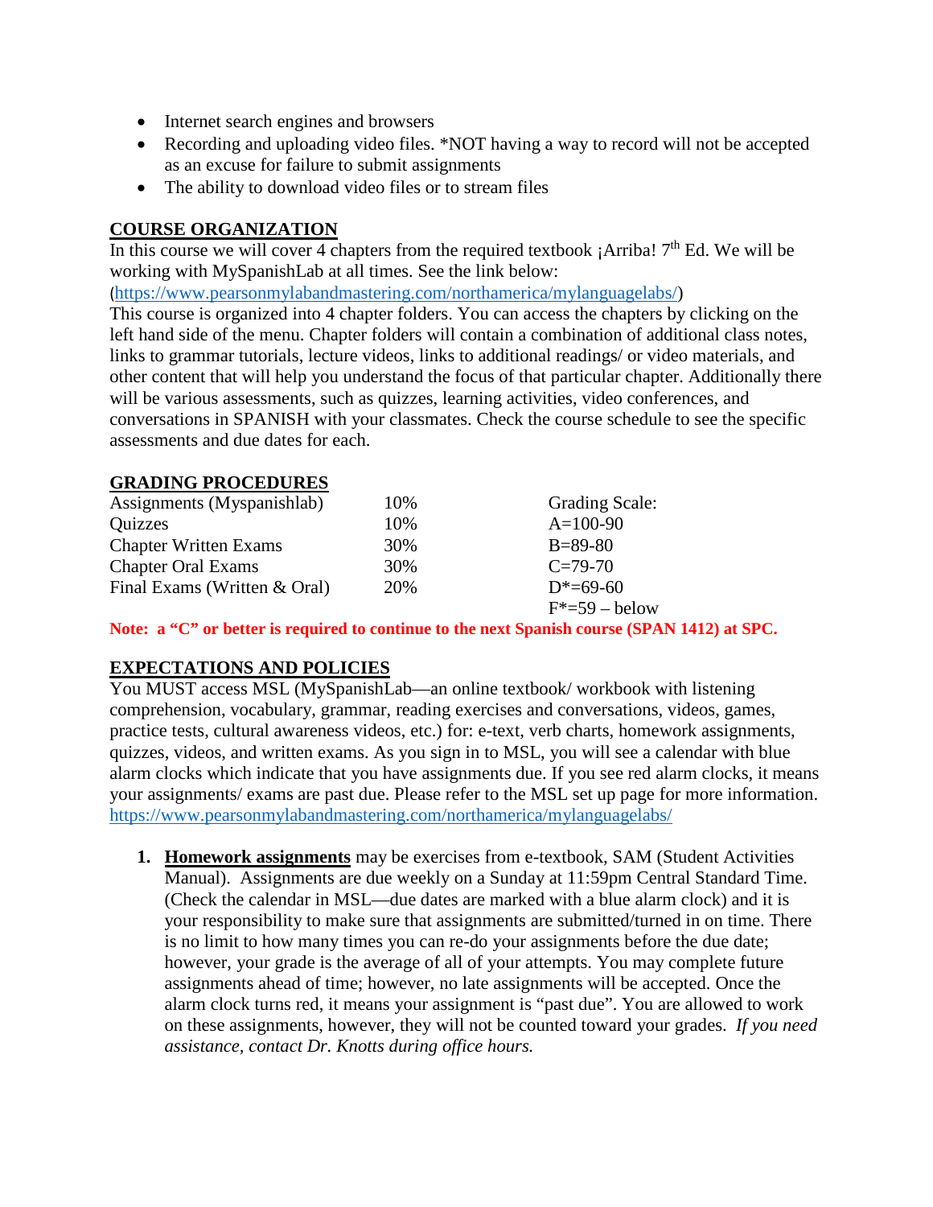- Internet search engines and browsers
- Recording and uploading video files. *NOT having a way to record will not be accepted as an excuse for failure to submit assignments
- The ability to download video files or to stream files

## COURSE ORGANIZATION

In this course we will cover 4 chapters from the required textbook ¡Arriba! 7th Ed. We will be working with MySpanishLab at all times. See the link below:
(https://www.pearsonmylabandmastering.com/northamerica/mylanguagelabs/)
This course is organized into 4 chapter folders. You can access the chapters by clicking on the left hand side of the menu. Chapter folders will contain a combination of additional class notes, links to grammar tutorials, lecture videos, links to additional readings/ or video materials, and other content that will help you understand the focus of that particular chapter. Additionally there will be various assessments, such as quizzes, learning activities, video conferences, and conversations in SPANISH with your classmates. Check the course schedule to see the specific assessments and due dates for each.

## GRADING PROCEDURES

| | | Grading Scale: |
|---|---|---|
| Assignments (Myspanishlab) | 10% | A=100-90 |
| Quizzes | 10% | B=89-80 |
| Chapter Written Exams | 30% | C=79-70 |
| Chapter Oral Exams | 30% | D*=69-60 |
| Final Exams (Written & Oral) | 20% | F*=59 – below |

**Note: a "C" or better is required to continue to the next Spanish course (SPAN 1412) at SPC.**

## EXPECTATIONS AND POLICIES

You MUST access MSL (MySpanishLab—an online textbook/ workbook with listening comprehension, vocabulary, grammar, reading exercises and conversations, videos, games, practice tests, cultural awareness videos, etc.) for: e-text, verb charts, homework assignments, quizzes, videos, and written exams. As you sign in to MSL, you will see a calendar with blue alarm clocks which indicate that you have assignments due. If you see red alarm clocks, it means your assignments/ exams are past due. Please refer to the MSL set up page for more information.
https://www.pearsonmylabandmastering.com/northamerica/mylanguagelabs/

1. **Homework assignments** may be exercises from e-textbook, SAM (Student Activities Manual). Assignments are due weekly on a Sunday at 11:59pm Central Standard Time. (Check the calendar in MSL—due dates are marked with a blue alarm clock) and it is your responsibility to make sure that assignments are submitted/turned in on time. There is no limit to how many times you can re-do your assignments before the due date; however, your grade is the average of all of your attempts. You may complete future assignments ahead of time; however, no late assignments will be accepted. Once the alarm clock turns red, it means your assignment is "past due". You are allowed to work on these assignments, however, they will not be counted toward your grades. *If you need assistance, contact Dr. Knotts during office hours.*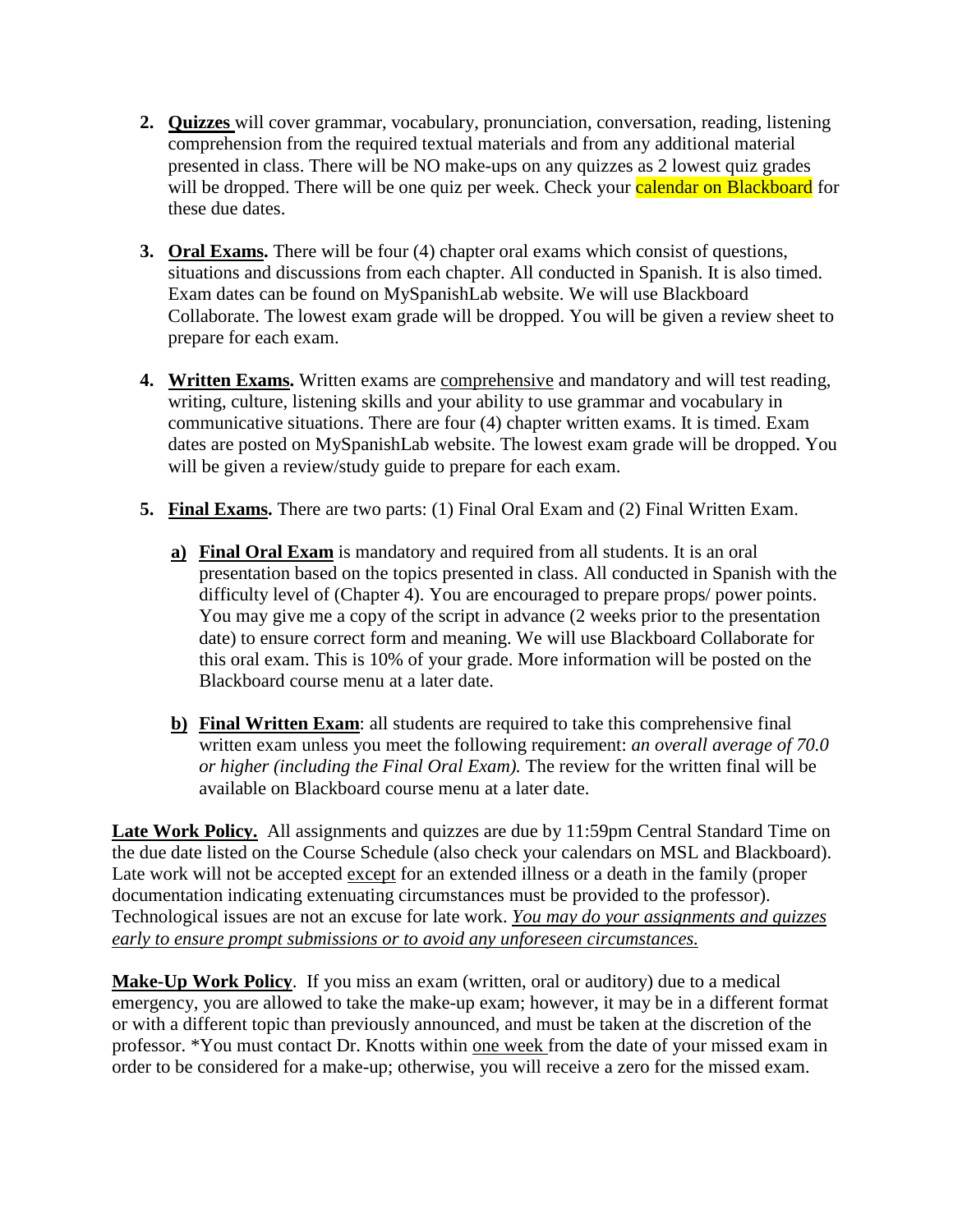2. **Quizzes** will cover grammar, vocabulary, pronunciation, conversation, reading, listening comprehension from the required textual materials and from any additional material presented in class. There will be NO make-ups on any quizzes as 2 lowest quiz grades will be dropped. There will be one quiz per week. Check your calendar on Blackboard for these due dates.

3. **Oral Exams.** There will be four (4) chapter oral exams which consist of questions, situations and discussions from each chapter. All conducted in Spanish. It is also timed. Exam dates can be found on MySpanishLab website. We will use Blackboard Collaborate. The lowest exam grade will be dropped. You will be given a review sheet to prepare for each exam.

4. **Written Exams.** Written exams are comprehensive and mandatory and will test reading, writing, culture, listening skills and your ability to use grammar and vocabulary in communicative situations. There are four (4) chapter written exams. It is timed. Exam dates are posted on MySpanishLab website. The lowest exam grade will be dropped. You will be given a review/study guide to prepare for each exam.

5. **Final Exams.** There are two parts: (1) Final Oral Exam and (2) Final Written Exam.

   **a) Final Oral Exam** is mandatory and required from all students. It is an oral presentation based on the topics presented in class. All conducted in Spanish with the difficulty level of (Chapter 4). You are encouraged to prepare props/ power points. You may give me a copy of the script in advance (2 weeks prior to the presentation date) to ensure correct form and meaning. We will use Blackboard Collaborate for this oral exam. This is 10% of your grade. More information will be posted on the Blackboard course menu at a later date.

   **b) Final Written Exam**: all students are required to take this comprehensive final written exam unless you meet the following requirement: *an overall average of 70.0 or higher (including the Final Oral Exam).* The review for the written final will be available on Blackboard course menu at a later date.

**Late Work Policy.** All assignments and quizzes are due by 11:59pm Central Standard Time on the due date listed on the Course Schedule (also check your calendars on MSL and Blackboard). Late work will not be accepted except for an extended illness or a death in the family (proper documentation indicating extenuating circumstances must be provided to the professor). Technological issues are not an excuse for late work. *You may do your assignments and quizzes early to ensure prompt submissions or to avoid any unforeseen circumstances.*

**Make-Up Work Policy**. If you miss an exam (written, oral or auditory) due to a medical emergency, you are allowed to take the make-up exam; however, it may be in a different format or with a different topic than previously announced, and must be taken at the discretion of the professor. *You must contact Dr. Knotts within one week from the date of your missed exam in order to be considered for a make-up; otherwise, you will receive a zero for the missed exam.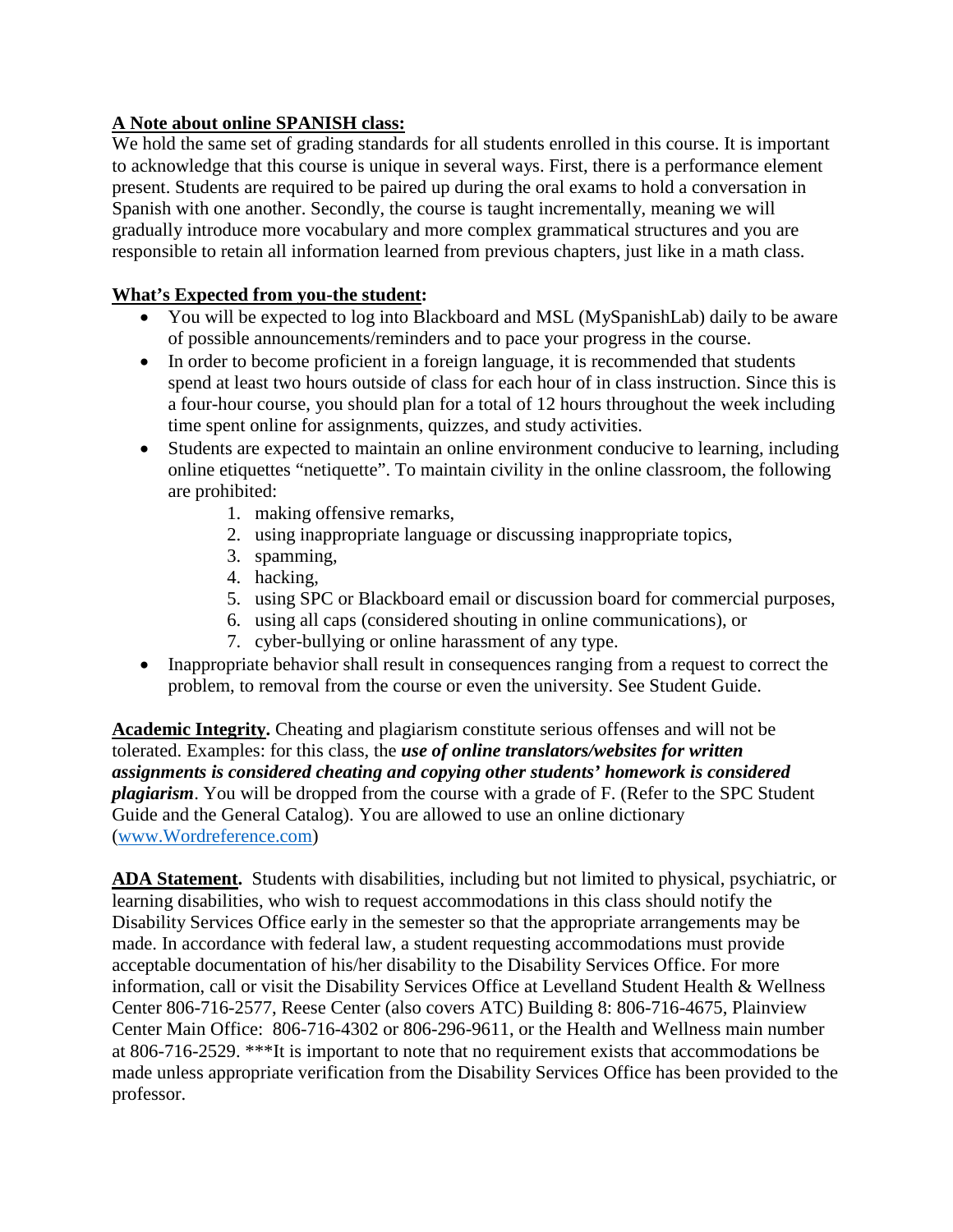**<u>A Note about online SPANISH class:</u>**
We hold the same set of grading standards for all students enrolled in this course. It is important to acknowledge that this course is unique in several ways. First, there is a performance element present. Students are required to be paired up during the oral exams to hold a conversation in Spanish with one another. Secondly, the course is taught incrementally, meaning we will gradually introduce more vocabulary and more complex grammatical structures and you are responsible to retain all information learned from previous chapters, just like in a math class.

**<u>What's Expected from you-the student</u>:**

- You will be expected to log into Blackboard and MSL (MySpanishLab) daily to be aware of possible announcements/reminders and to pace your progress in the course.
- In order to become proficient in a foreign language, it is recommended that students spend at least two hours outside of class for each hour of in class instruction. Since this is a four-hour course, you should plan for a total of 12 hours throughout the week including time spent online for assignments, quizzes, and study activities.
- Students are expected to maintain an online environment conducive to learning, including online etiquettes "netiquette". To maintain civility in the online classroom, the following are prohibited:
    1. making offensive remarks,
    2. using inappropriate language or discussing inappropriate topics,
    3. spamming,
    4. hacking,
    5. using SPC or Blackboard email or discussion board for commercial purposes,
    6. using all caps (considered shouting in online communications), or
    7. cyber-bullying or online harassment of any type.
- Inappropriate behavior shall result in consequences ranging from a request to correct the problem, to removal from the course or even the university. See Student Guide.

**<u>Academic Integrity</u>.** Cheating and plagiarism constitute serious offenses and will not be tolerated. Examples: for this class, the ***use of online translators/websites for written assignments is considered cheating and copying other students' homework is considered plagiarism***. You will be dropped from the course with a grade of F. (Refer to the SPC Student Guide and the General Catalog). You are allowed to use an online dictionary ([www.Wordreference.com](http://www.Wordreference.com))

**<u>ADA Statement</u>.** Students with disabilities, including but not limited to physical, psychiatric, or learning disabilities, who wish to request accommodations in this class should notify the Disability Services Office early in the semester so that the appropriate arrangements may be made. In accordance with federal law, a student requesting accommodations must provide acceptable documentation of his/her disability to the Disability Services Office. For more information, call or visit the Disability Services Office at Levelland Student Health & Wellness Center 806-716-2577, Reese Center (also covers ATC) Building 8: 806-716-4675, Plainview Center Main Office: 806-716-4302 or 806-296-9611, or the Health and Wellness main number at 806-716-2529. ***It is important to note that no requirement exists that accommodations be made unless appropriate verification from the Disability Services Office has been provided to the professor.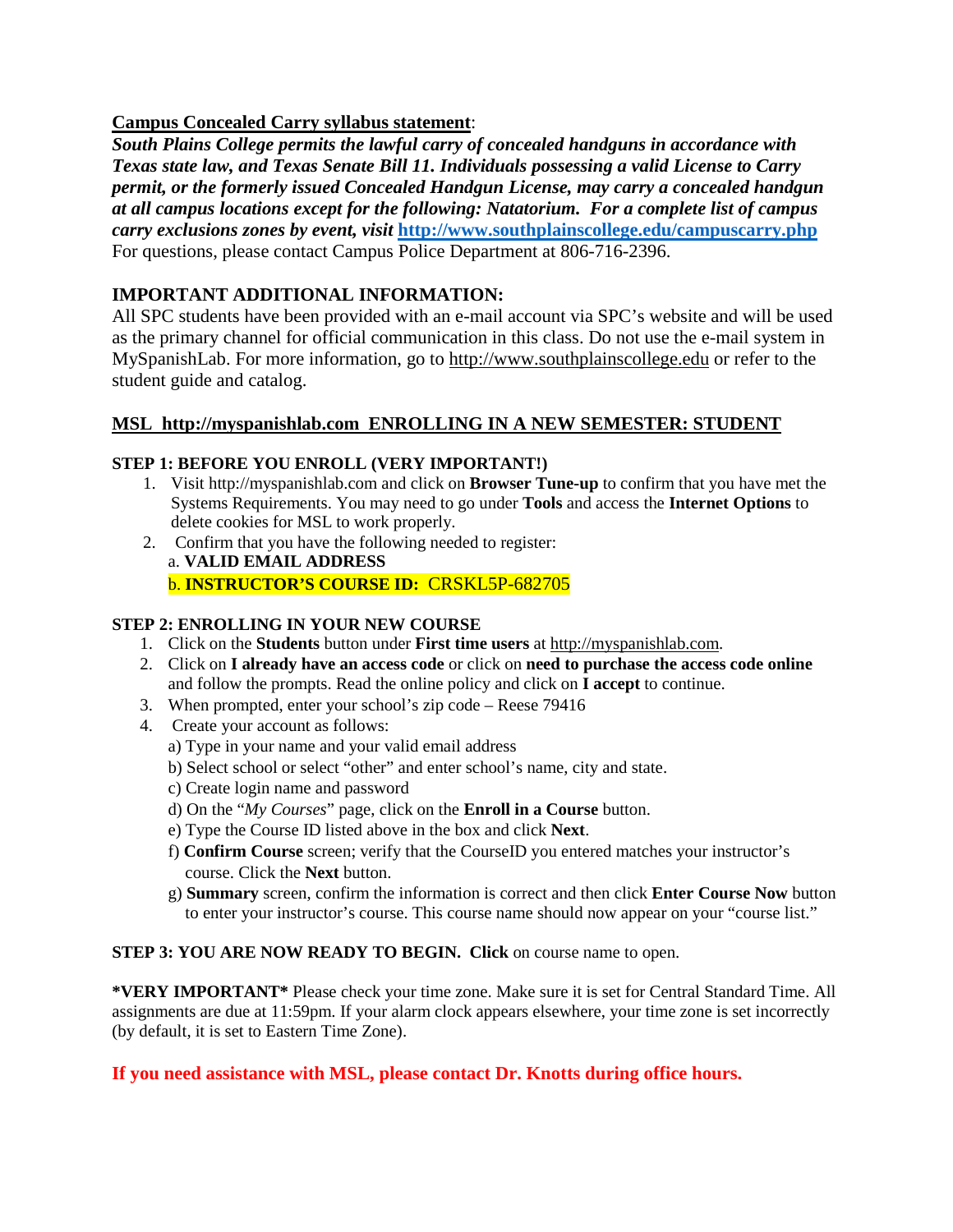**Campus Concealed Carry syllabus statement**:

***South Plains College permits the lawful carry of concealed handguns in accordance with Texas state law, and Texas Senate Bill 11. Individuals possessing a valid License to Carry permit, or the formerly issued Concealed Handgun License, may carry a concealed handgun at all campus locations except for the following: Natatorium. For a complete list of campus carry exclusions zones by event, visit http://www.southplainscollege.edu/campuscarry.php***

For questions, please contact Campus Police Department at 806-716-2396.

## IMPORTANT ADDITIONAL INFORMATION:

All SPC students have been provided with an e-mail account via SPC's website and will be used as the primary channel for official communication in this class. Do not use the e-mail system in MySpanishLab. For more information, go to http://www.southplainscollege.edu or refer to the student guide and catalog.

## MSL http://myspanishlab.com ENROLLING IN A NEW SEMESTER: STUDENT

### STEP 1: BEFORE YOU ENROLL (VERY IMPORTANT!)

1. Visit http://myspanishlab.com and click on **Browser Tune-up** to confirm that you have met the Systems Requirements. You may need to go under **Tools** and access the **Internet Options** to delete cookies for MSL to work properly.
2. Confirm that you have the following needed to register:
   a. **VALID EMAIL ADDRESS**
   b. **INSTRUCTOR'S COURSE ID:** CRSKL5P-682705

### STEP 2: ENROLLING IN YOUR NEW COURSE

1. Click on the **Students** button under **First time users** at http://myspanishlab.com.
2. Click on **I already have an access code** or click on **need to purchase the access code online** and follow the prompts. Read the online policy and click on **I accept** to continue.
3. When prompted, enter your school's zip code – Reese 79416
4. Create your account as follows:
   a) Type in your name and your valid email address
   b) Select school or select "other" and enter school's name, city and state.
   c) Create login name and password
   d) On the "*My Courses*" page, click on the **Enroll in a Course** button.
   e) Type the Course ID listed above in the box and click **Next**.
   f) **Confirm Course** screen; verify that the CourseID you entered matches your instructor's course. Click the **Next** button.
   g) **Summary** screen, confirm the information is correct and then click **Enter Course Now** button to enter your instructor's course. This course name should now appear on your "course list."

**STEP 3: YOU ARE NOW READY TO BEGIN. Click** on course name to open.

**\*VERY IMPORTANT\*** Please check your time zone. Make sure it is set for Central Standard Time. All assignments are due at 11:59pm. If your alarm clock appears elsewhere, your time zone is set incorrectly (by default, it is set to Eastern Time Zone).

**If you need assistance with MSL, please contact Dr. Knotts during office hours.**